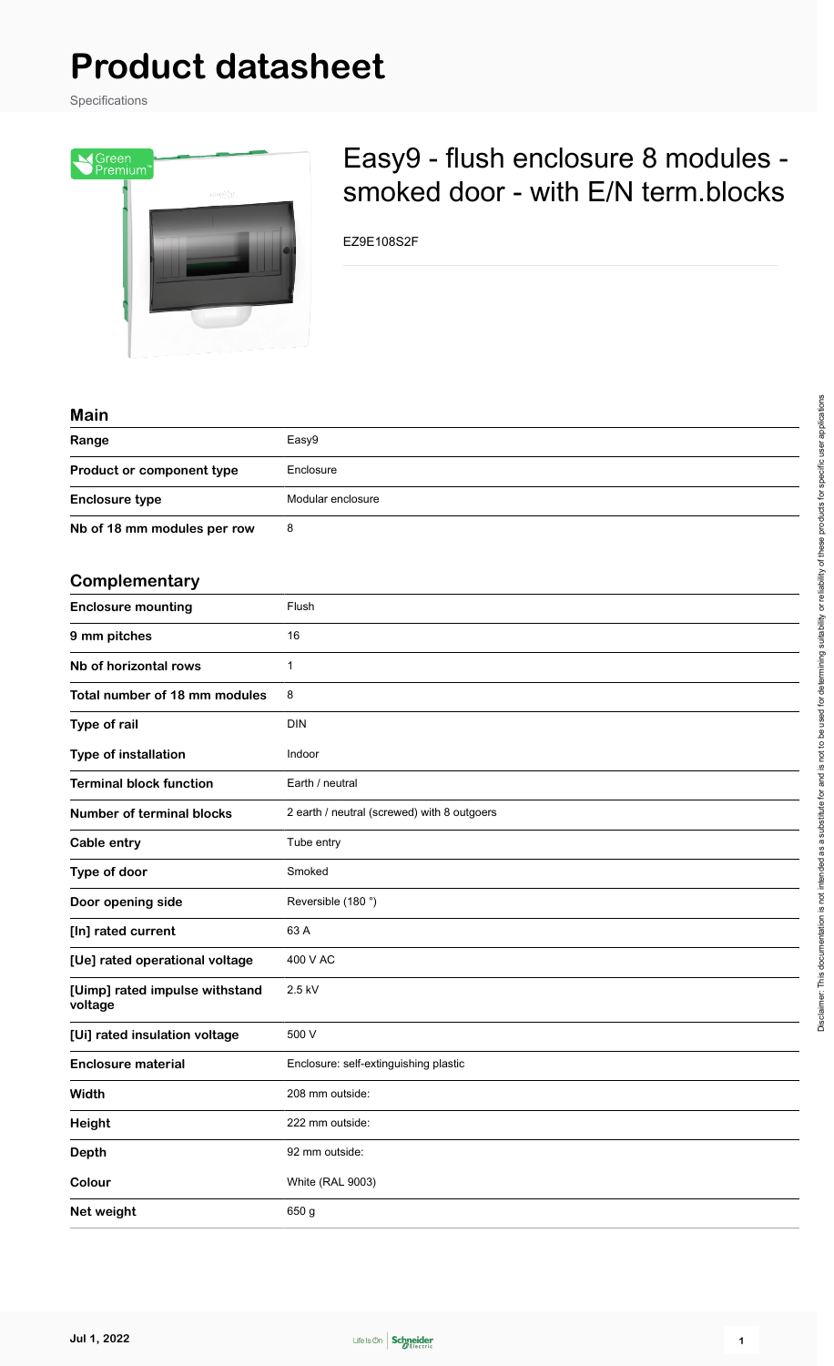# Product datasheet

Specifications

## Easy9 - flush enclosure 8 modules - smoked door - with E/N term.blocks

EZ9E108S2F

### Main

| | |
|---|---|
| **Range** | Easy9 |
| **Product or component type** | Enclosure |
| **Enclosure type** | Modular enclosure |
| **Nb of 18 mm modules per row** | 8 |

### Complementary

| | |
|---|---|
| **Enclosure mounting** | Flush |
| **9 mm pitches** | 16 |
| **Nb of horizontal rows** | 1 |
| **Total number of 18 mm modules** | 8 |
| **Type of rail** | DIN |
| **Type of installation** | Indoor |
| **Terminal block function** | Earth / neutral |
| **Number of terminal blocks** | 2 earth / neutral (screwed) with 8 outgoers |
| **Cable entry** | Tube entry |
| **Type of door** | Smoked |
| **Door opening side** | Reversible (180 °) |
| **[In] rated current** | 63 A |
| **[Ue] rated operational voltage** | 400 V AC |
| **[Uimp] rated impulse withstand voltage** | 2.5 kV |
| **[Ui] rated insulation voltage** | 500 V |
| **Enclosure material** | Enclosure: self-extinguishing plastic |
| **Width** | 208 mm outside: |
| **Height** | 222 mm outside: |
| **Depth** | 92 mm outside: |
| **Colour** | White (RAL 9003) |
| **Net weight** | 650 g |

Disclaimer: This documentation is not intended as a substitute for and is not to be used for determining suitability or reliability of these products for specific user applications

Jul 1, 2022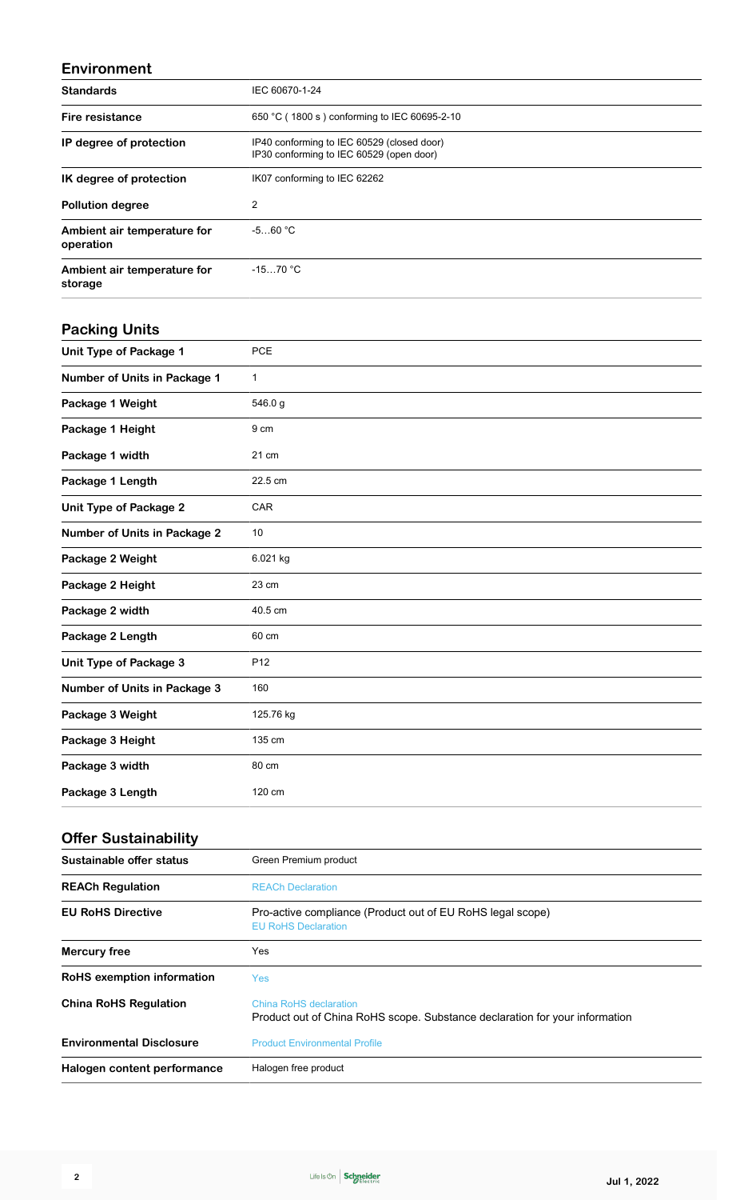## Environment

| | |
|---|---|
| **Standards** | IEC 60670-1-24 |
| **Fire resistance** | 650 °C ( 1800 s ) conforming to IEC 60695-2-10 |
| **IP degree of protection** | IP40 conforming to IEC 60529 (closed door)<br>IP30 conforming to IEC 60529 (open door) |
| **IK degree of protection** | IK07 conforming to IEC 62262 |
| **Pollution degree** | 2 |
| **Ambient air temperature for operation** | -5…60 °C |
| **Ambient air temperature for storage** | -15…70 °C |

## Packing Units

| | |
|---|---|
| **Unit Type of Package 1** | PCE |
| **Number of Units in Package 1** | 1 |
| **Package 1 Weight** | 546.0 g |
| **Package 1 Height** | 9 cm |
| **Package 1 width** | 21 cm |
| **Package 1 Length** | 22.5 cm |
| **Unit Type of Package 2** | CAR |
| **Number of Units in Package 2** | 10 |
| **Package 2 Weight** | 6.021 kg |
| **Package 2 Height** | 23 cm |
| **Package 2 width** | 40.5 cm |
| **Package 2 Length** | 60 cm |
| **Unit Type of Package 3** | P12 |
| **Number of Units in Package 3** | 160 |
| **Package 3 Weight** | 125.76 kg |
| **Package 3 Height** | 135 cm |
| **Package 3 width** | 80 cm |
| **Package 3 Length** | 120 cm |

## Offer Sustainability

| | |
|---|---|
| **Sustainable offer status** | Green Premium product |
| **REACh Regulation** | REACh Declaration |
| **EU RoHS Directive** | Pro-active compliance (Product out of EU RoHS legal scope)<br>EU RoHS Declaration |
| **Mercury free** | Yes |
| **RoHS exemption information** | Yes |
| **China RoHS Regulation** | China RoHS declaration<br>Product out of China RoHS scope. Substance declaration for your information |
| **Environmental Disclosure** | Product Environmental Profile |
| **Halogen content performance** | Halogen free product |